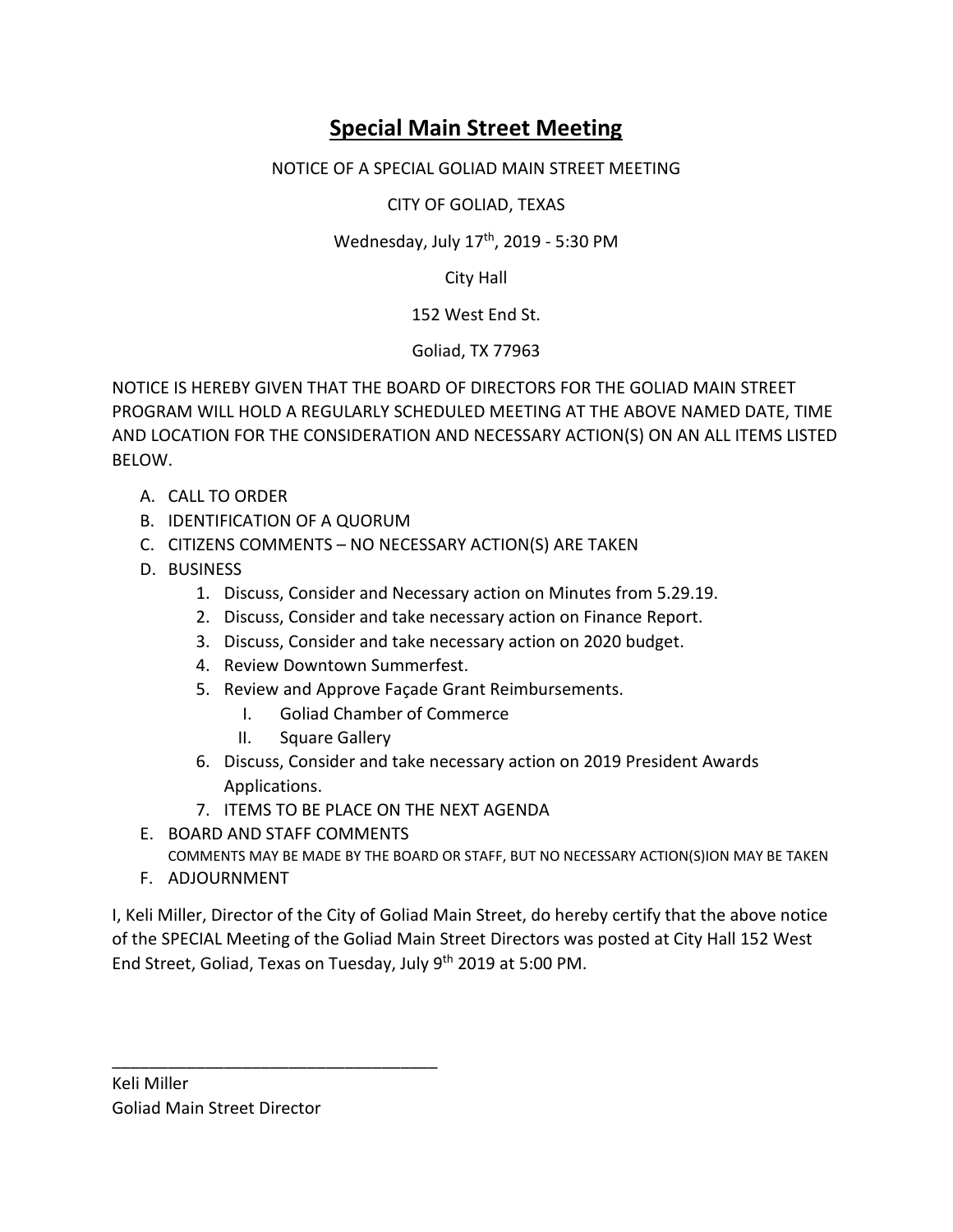# Special Main Street Meeting

NOTICE OF A SPECIAL GOLIAD MAIN STREET MEETING

CITY OF GOLIAD, TEXAS

Wednesday, July 17th, 2019 - 5:30 PM

City Hall

152 West End St.

Goliad, TX 77963

NOTICE IS HEREBY GIVEN THAT THE BOARD OF DIRECTORS FOR THE GOLIAD MAIN STREET PROGRAM WILL HOLD A REGULARLY SCHEDULED MEETING AT THE ABOVE NAMED DATE, TIME AND LOCATION FOR THE CONSIDERATION AND NECESSARY ACTION(S) ON AN ALL ITEMS LISTED BELOW.

A. CALL TO ORDER
B. IDENTIFICATION OF A QUORUM
C. CITIZENS COMMENTS – NO NECESSARY ACTION(S) ARE TAKEN
D. BUSINESS
   1. Discuss, Consider and Necessary action on Minutes from 5.29.19.
   2. Discuss, Consider and take necessary action on Finance Report.
   3. Discuss, Consider and take necessary action on 2020 budget.
   4. Review Downtown Summerfest.
   5. Review and Approve Façade Grant Reimbursements.
      I. Goliad Chamber of Commerce
      II. Square Gallery
   6. Discuss, Consider and take necessary action on 2019 President Awards Applications.
   7. ITEMS TO BE PLACE ON THE NEXT AGENDA
E. BOARD AND STAFF COMMENTS
   COMMENTS MAY BE MADE BY THE BOARD OR STAFF, BUT NO NECESSARY ACTION(S)ION MAY BE TAKEN
F. ADJOURNMENT

I, Keli Miller, Director of the City of Goliad Main Street, do hereby certify that the above notice of the SPECIAL Meeting of the Goliad Main Street Directors was posted at City Hall 152 West End Street, Goliad, Texas on Tuesday, July 9th 2019 at 5:00 PM.

___________________________________

Keli Miller
Goliad Main Street Director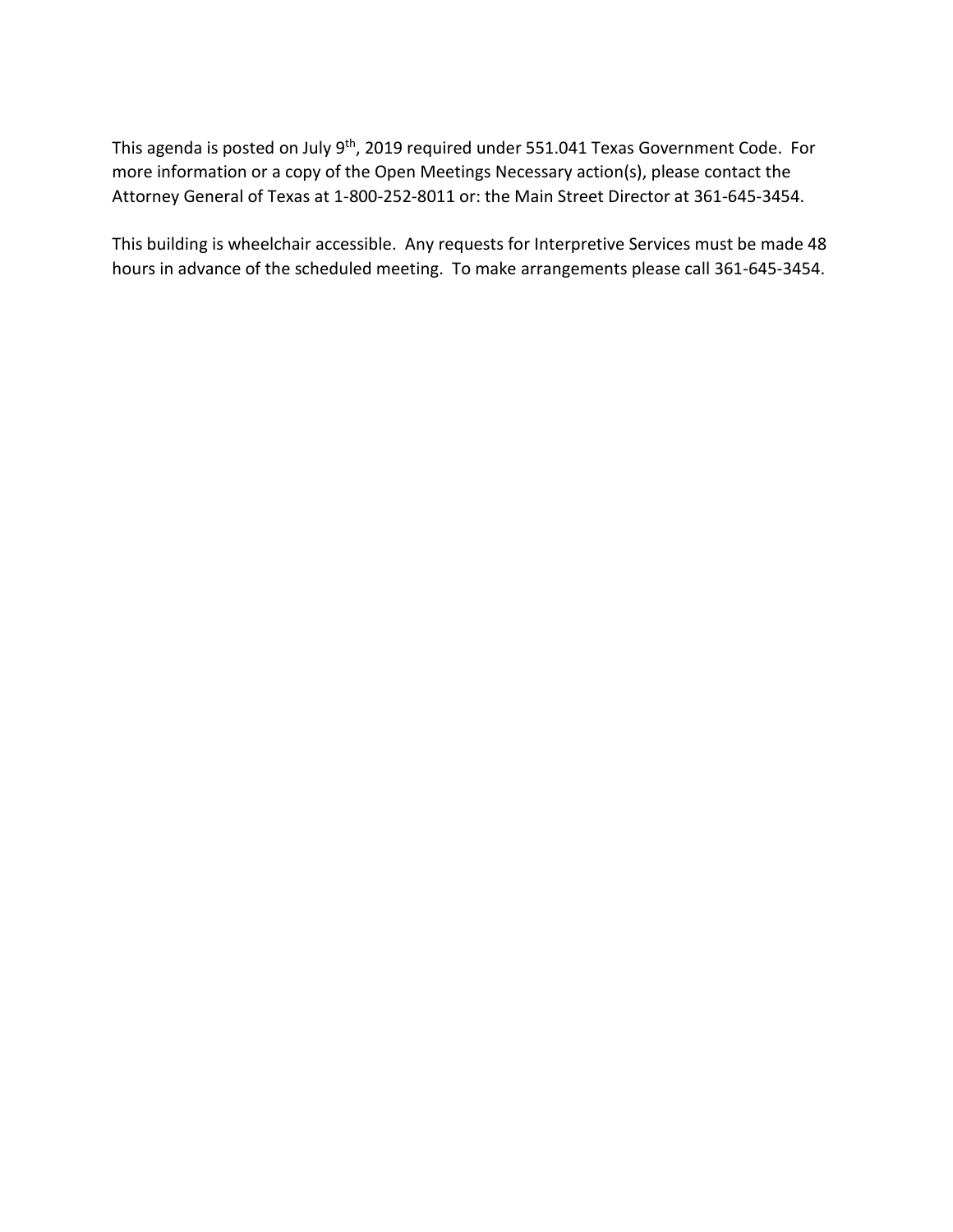This agenda is posted on July 9th, 2019 required under 551.041 Texas Government Code. For more information or a copy of the Open Meetings Necessary action(s), please contact the Attorney General of Texas at 1-800-252-8011 or: the Main Street Director at 361-645-3454.

This building is wheelchair accessible. Any requests for Interpretive Services must be made 48 hours in advance of the scheduled meeting. To make arrangements please call 361-645-3454.